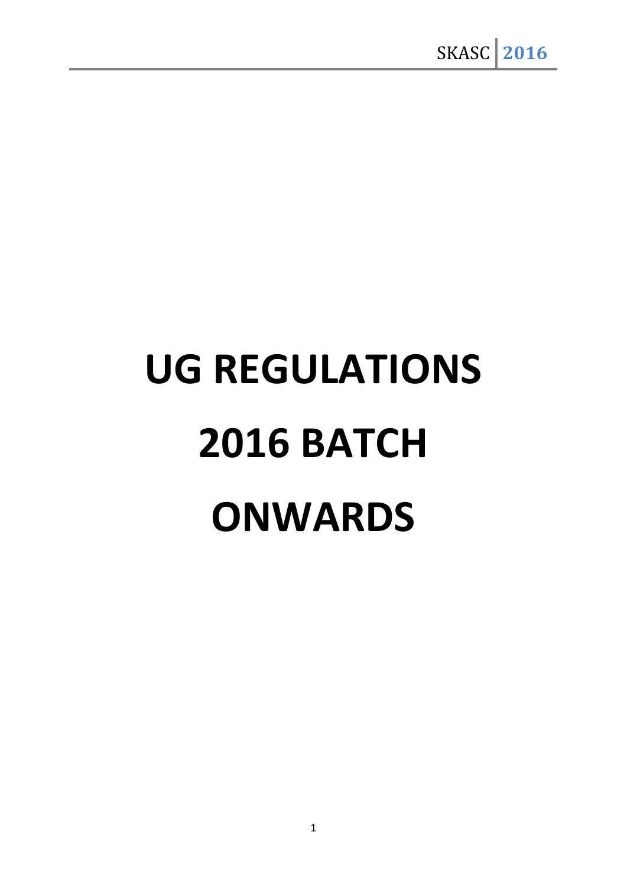# UG REGULATIONS 2016 BATCH ONWARDS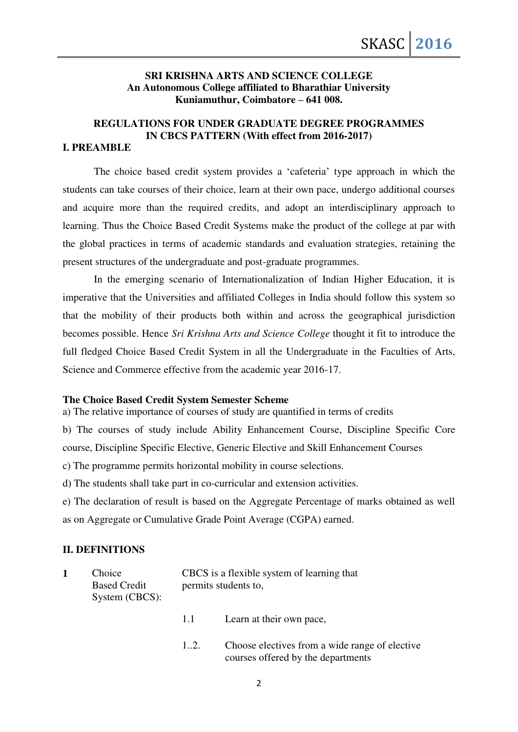**SRI KRISHNA ARTS AND SCIENCE COLLEGE**
**An Autonomous College affiliated to Bharathiar University**
**Kuniamuthur, Coimbatore – 641 008.**

**REGULATIONS FOR UNDER GRADUATE DEGREE PROGRAMMES IN CBCS PATTERN (With effect from 2016-2017)**

## I. PREAMBLE

The choice based credit system provides a 'cafeteria' type approach in which the students can take courses of their choice, learn at their own pace, undergo additional courses and acquire more than the required credits, and adopt an interdisciplinary approach to learning. Thus the Choice Based Credit Systems make the product of the college at par with the global practices in terms of academic standards and evaluation strategies, retaining the present structures of the undergraduate and post-graduate programmes.

In the emerging scenario of Internationalization of Indian Higher Education, it is imperative that the Universities and affiliated Colleges in India should follow this system so that the mobility of their products both within and across the geographical jurisdiction becomes possible. Hence *Sri Krishna Arts and Science College* thought it fit to introduce the full fledged Choice Based Credit System in all the Undergraduate in the Faculties of Arts, Science and Commerce effective from the academic year 2016-17.

**The Choice Based Credit System Semester Scheme**

a) The relative importance of courses of study are quantified in terms of credits

b) The courses of study include Ability Enhancement Course, Discipline Specific Core course, Discipline Specific Elective, Generic Elective and Skill Enhancement Courses

c) The programme permits horizontal mobility in course selections.

d) The students shall take part in co-curricular and extension activities.

e) The declaration of result is based on the Aggregate Percentage of marks obtained as well as on Aggregate or Cumulative Grade Point Average (CGPA) earned.

## II. DEFINITIONS

**1** Choice Based Credit System (CBCS): CBCS is a flexible system of learning that permits students to,

1.1 Learn at their own pace,

1..2. Choose electives from a wide range of elective courses offered by the departments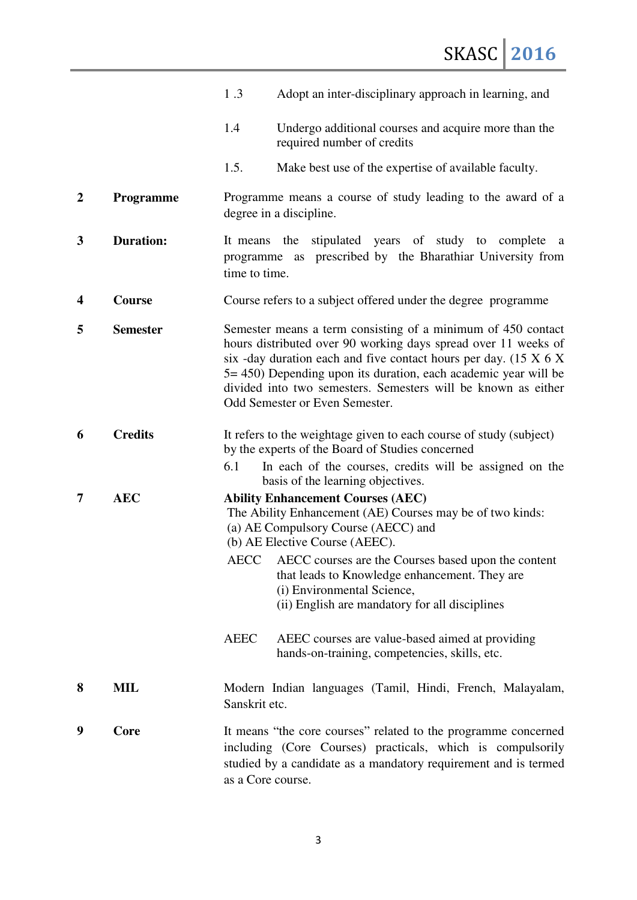| | | |
|---|---|---|
| | | 1 .3 Adopt an inter-disciplinary approach in learning, and |
| | | 1.4 Undergo additional courses and acquire more than the required number of credits |
| | | 1.5. Make best use of the expertise of available faculty. |
| **2** | **Programme** | Programme means a course of study leading to the award of a degree in a discipline. |
| **3** | **Duration:** | It means the stipulated years of study to complete a programme as prescribed by the Bharathiar University from time to time. |
| **4** | **Course** | Course refers to a subject offered under the degree programme |
| **5** | **Semester** | Semester means a term consisting of a minimum of 450 contact hours distributed over 90 working days spread over 11 weeks of six -day duration each and five contact hours per day. (15 X 6 X 5= 450) Depending upon its duration, each academic year will be divided into two semesters. Semesters will be known as either Odd Semester or Even Semester. |
| **6** | **Credits** | It refers to the weightage given to each course of study (subject) by the experts of the Board of Studies concerned<br>6.1 In each of the courses, credits will be assigned on the basis of the learning objectives. |
| **7** | **AEC** | **Ability Enhancement Courses (AEC)**<br>The Ability Enhancement (AE) Courses may be of two kinds:<br>(a) AE Compulsory Course (AECC) and<br>(b) AE Elective Course (AEEC).<br>AECC AECC courses are the Courses based upon the content that leads to Knowledge enhancement. They are<br>(i) Environmental Science,<br>(ii) English are mandatory for all disciplines<br>AEEC AEEC courses are value-based aimed at providing hands-on-training, competencies, skills, etc. |
| **8** | **MIL** | Modern Indian languages (Tamil, Hindi, French, Malayalam, Sanskrit etc. |
| **9** | **Core** | It means "the core courses" related to the programme concerned including (Core Courses) practicals, which is compulsorily studied by a candidate as a mandatory requirement and is termed as a Core course. |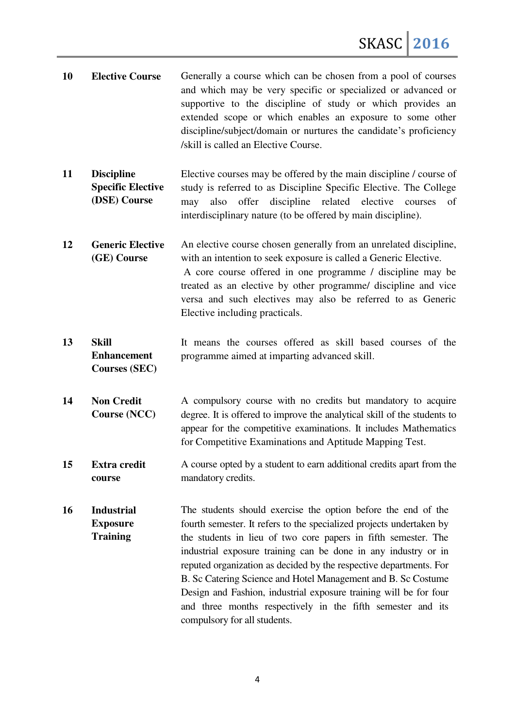| | | |
|---|---|---|
| 10 | **Elective Course** | Generally a course which can be chosen from a pool of courses and which may be very specific or specialized or advanced or supportive to the discipline of study or which provides an extended scope or which enables an exposure to some other discipline/subject/domain or nurtures the candidate's proficiency /skill is called an Elective Course. |
| 11 | **Discipline Specific Elective (DSE) Course** | Elective courses may be offered by the main discipline / course of study is referred to as Discipline Specific Elective. The College may also offer discipline related elective courses of interdisciplinary nature (to be offered by main discipline). |
| 12 | **Generic Elective (GE) Course** | An elective course chosen generally from an unrelated discipline, with an intention to seek exposure is called a Generic Elective. A core course offered in one programme / discipline may be treated as an elective by other programme/ discipline and vice versa and such electives may also be referred to as Generic Elective including practicals. |
| 13 | **Skill Enhancement Courses (SEC)** | It means the courses offered as skill based courses of the programme aimed at imparting advanced skill. |
| 14 | **Non Credit Course (NCC)** | A compulsory course with no credits but mandatory to acquire degree. It is offered to improve the analytical skill of the students to appear for the competitive examinations. It includes Mathematics for Competitive Examinations and Aptitude Mapping Test. |
| 15 | **Extra credit course** | A course opted by a student to earn additional credits apart from the mandatory credits. |
| 16 | **Industrial Exposure Training** | The students should exercise the option before the end of the fourth semester. It refers to the specialized projects undertaken by the students in lieu of two core papers in fifth semester. The industrial exposure training can be done in any industry or in reputed organization as decided by the respective departments. For B. Sc Catering Science and Hotel Management and B. Sc Costume Design and Fashion, industrial exposure training will be for four and three months respectively in the fifth semester and its compulsory for all students. |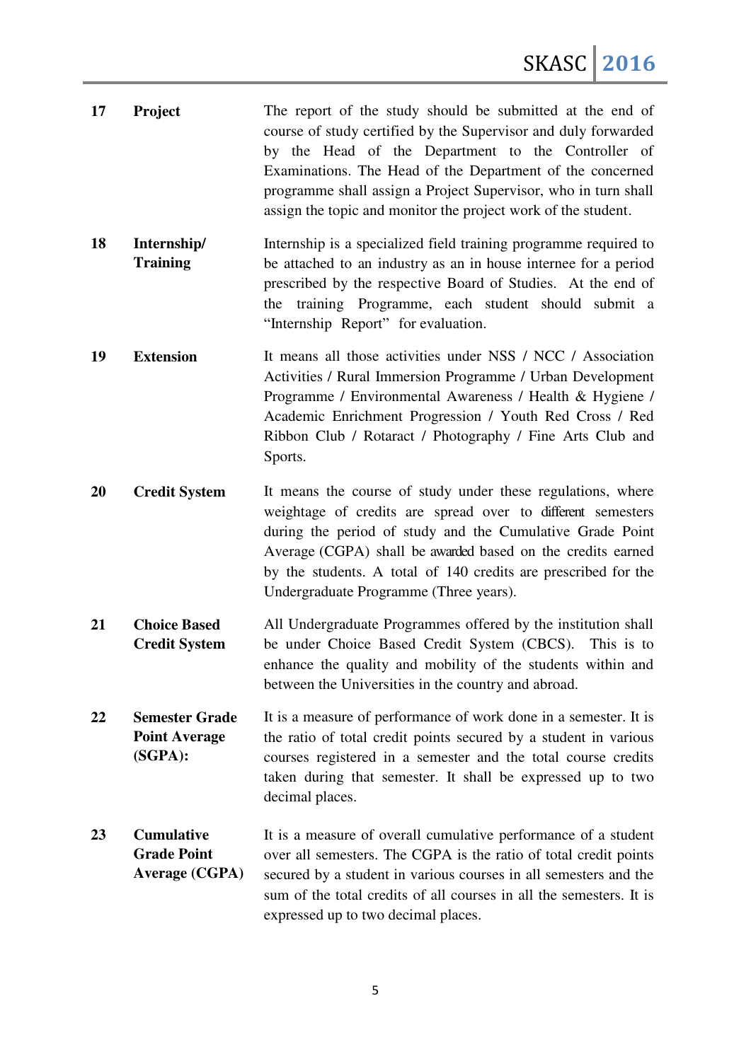| | | |
|---|---|---|
| **17** | **Project** | The report of the study should be submitted at the end of course of study certified by the Supervisor and duly forwarded by the Head of the Department to the Controller of Examinations. The Head of the Department of the concerned programme shall assign a Project Supervisor, who in turn shall assign the topic and monitor the project work of the student. |
| **18** | **Internship/ Training** | Internship is a specialized field training programme required to be attached to an industry as an in house internee for a period prescribed by the respective Board of Studies. At the end of the training Programme, each student should submit a "Internship Report" for evaluation. |
| **19** | **Extension** | It means all those activities under NSS / NCC / Association Activities / Rural Immersion Programme / Urban Development Programme / Environmental Awareness / Health & Hygiene / Academic Enrichment Progression / Youth Red Cross / Red Ribbon Club / Rotaract / Photography / Fine Arts Club and Sports. |
| **20** | **Credit System** | It means the course of study under these regulations, where weightage of credits are spread over to different semesters during the period of study and the Cumulative Grade Point Average (CGPA) shall be awarded based on the credits earned by the students. A total of 140 credits are prescribed for the Undergraduate Programme (Three years). |
| **21** | **Choice Based Credit System** | All Undergraduate Programmes offered by the institution shall be under Choice Based Credit System (CBCS). This is to enhance the quality and mobility of the students within and between the Universities in the country and abroad. |
| **22** | **Semester Grade Point Average (SGPA):** | It is a measure of performance of work done in a semester. It is the ratio of total credit points secured by a student in various courses registered in a semester and the total course credits taken during that semester. It shall be expressed up to two decimal places. |
| **23** | **Cumulative Grade Point Average (CGPA)** | It is a measure of overall cumulative performance of a student over all semesters. The CGPA is the ratio of total credit points secured by a student in various courses in all semesters and the sum of the total credits of all courses in all the semesters. It is expressed up to two decimal places. |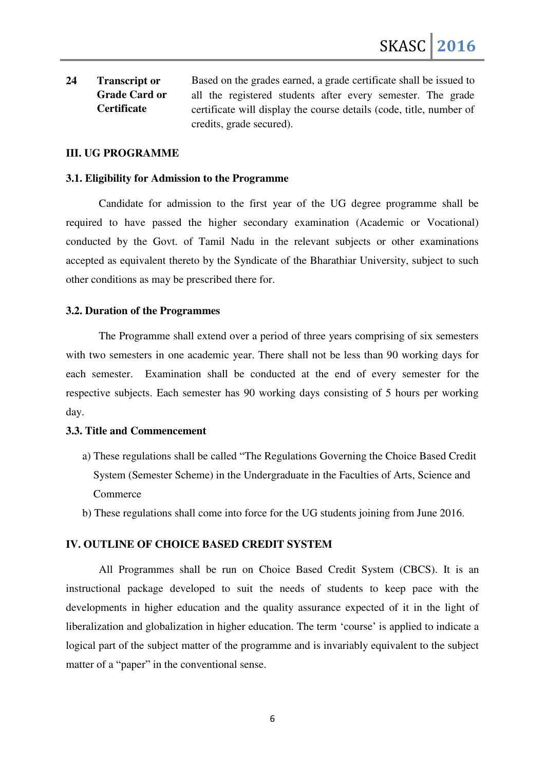| 24 | **Transcript or Grade Card or Certificate** | Based on the grades earned, a grade certificate shall be issued to all the registered students after every semester. The grade certificate will display the course details (code, title, number of credits, grade secured). |
|---|---|---|

## III. UG PROGRAMME

### 3.1. Eligibility for Admission to the Programme

Candidate for admission to the first year of the UG degree programme shall be required to have passed the higher secondary examination (Academic or Vocational) conducted by the Govt. of Tamil Nadu in the relevant subjects or other examinations accepted as equivalent thereto by the Syndicate of the Bharathiar University, subject to such other conditions as may be prescribed there for.

### 3.2. Duration of the Programmes

The Programme shall extend over a period of three years comprising of six semesters with two semesters in one academic year. There shall not be less than 90 working days for each semester. Examination shall be conducted at the end of every semester for the respective subjects. Each semester has 90 working days consisting of 5 hours per working day.

### 3.3. Title and Commencement

a) These regulations shall be called "The Regulations Governing the Choice Based Credit System (Semester Scheme) in the Undergraduate in the Faculties of Arts, Science and Commerce

b) These regulations shall come into force for the UG students joining from June 2016.

## IV. OUTLINE OF CHOICE BASED CREDIT SYSTEM

All Programmes shall be run on Choice Based Credit System (CBCS). It is an instructional package developed to suit the needs of students to keep pace with the developments in higher education and the quality assurance expected of it in the light of liberalization and globalization in higher education. The term 'course' is applied to indicate a logical part of the subject matter of the programme and is invariably equivalent to the subject matter of a "paper" in the conventional sense.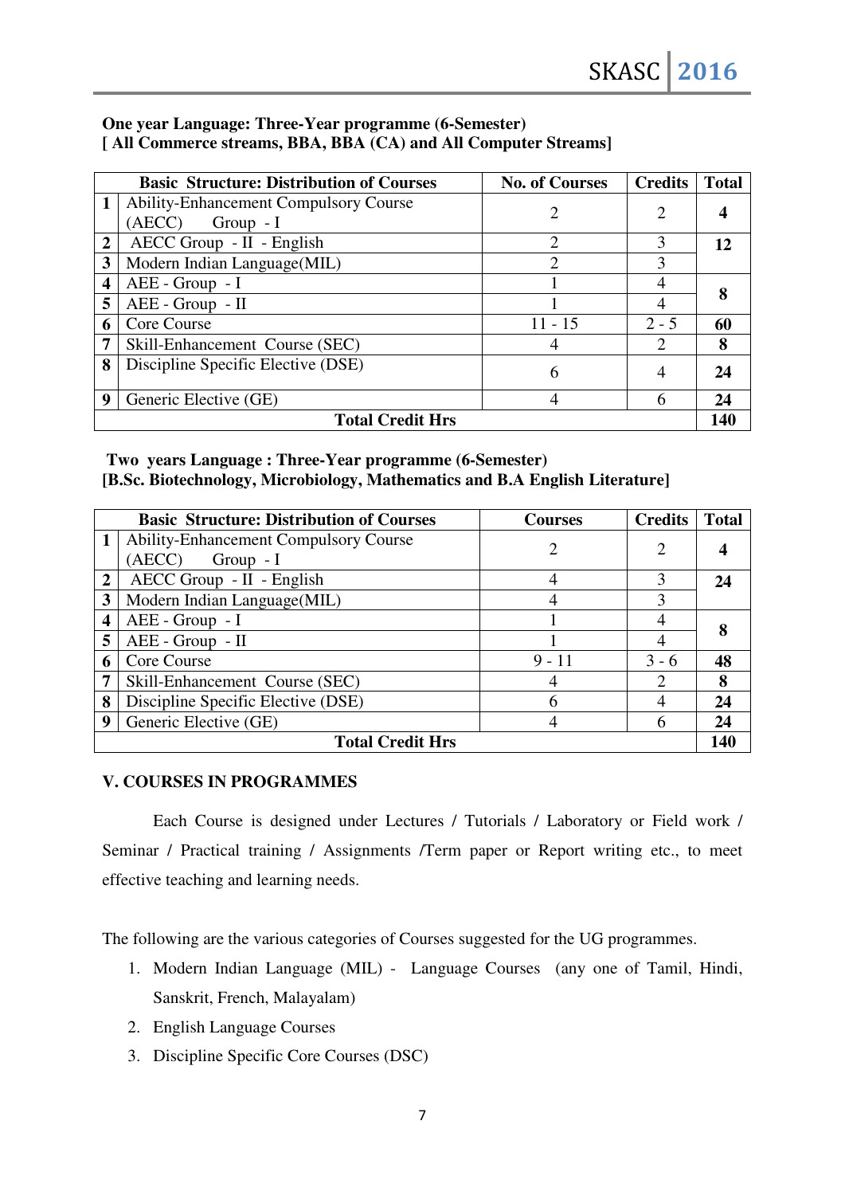**One year Language: Three-Year programme (6-Semester)**
**[ All Commerce streams, BBA, BBA (CA) and All Computer Streams]**

| | Basic Structure: Distribution of Courses | No. of Courses | Credits | Total |
|---|---|---|---|---|
| 1 | Ability-Enhancement Compulsory Course (AECC) Group - I | 2 | 2 | **4** |
| 2 | AECC Group - II - English | 2 | 3 | **12** |
| 3 | Modern Indian Language(MIL) | 2 | 3 | |
| 4 | AEE - Group - I | 1 | 4 | **8** |
| 5 | AEE - Group - II | 1 | 4 | |
| 6 | Core Course | 11 - 15 | 2 - 5 | **60** |
| 7 | Skill-Enhancement Course (SEC) | 4 | 2 | **8** |
| 8 | Discipline Specific Elective (DSE) | 6 | 4 | **24** |
| 9 | Generic Elective (GE) | 4 | 6 | **24** |
| | **Total Credit Hrs** | | | **140** |

**Two years Language : Three-Year programme (6-Semester)**
**[B.Sc. Biotechnology, Microbiology, Mathematics and B.A English Literature]**

| | Basic Structure: Distribution of Courses | Courses | Credits | Total |
|---|---|---|---|---|
| 1 | Ability-Enhancement Compulsory Course (AECC) Group - I | 2 | 2 | **4** |
| 2 | AECC Group - II - English | 4 | 3 | **24** |
| 3 | Modern Indian Language(MIL) | 4 | 3 | |
| 4 | AEE - Group - I | 1 | 4 | **8** |
| 5 | AEE - Group - II | 1 | 4 | |
| 6 | Core Course | 9 - 11 | 3 - 6 | **48** |
| 7 | Skill-Enhancement Course (SEC) | 4 | 2 | **8** |
| 8 | Discipline Specific Elective (DSE) | 6 | 4 | **24** |
| 9 | Generic Elective (GE) | 4 | 6 | **24** |
| | **Total Credit Hrs** | | | **140** |

## V. COURSES IN PROGRAMMES

Each Course is designed under Lectures / Tutorials / Laboratory or Field work / Seminar / Practical training / Assignments /Term paper or Report writing etc., to meet effective teaching and learning needs.

The following are the various categories of Courses suggested for the UG programmes.

1. Modern Indian Language (MIL) - Language Courses (any one of Tamil, Hindi, Sanskrit, French, Malayalam)
2. English Language Courses
3. Discipline Specific Core Courses (DSC)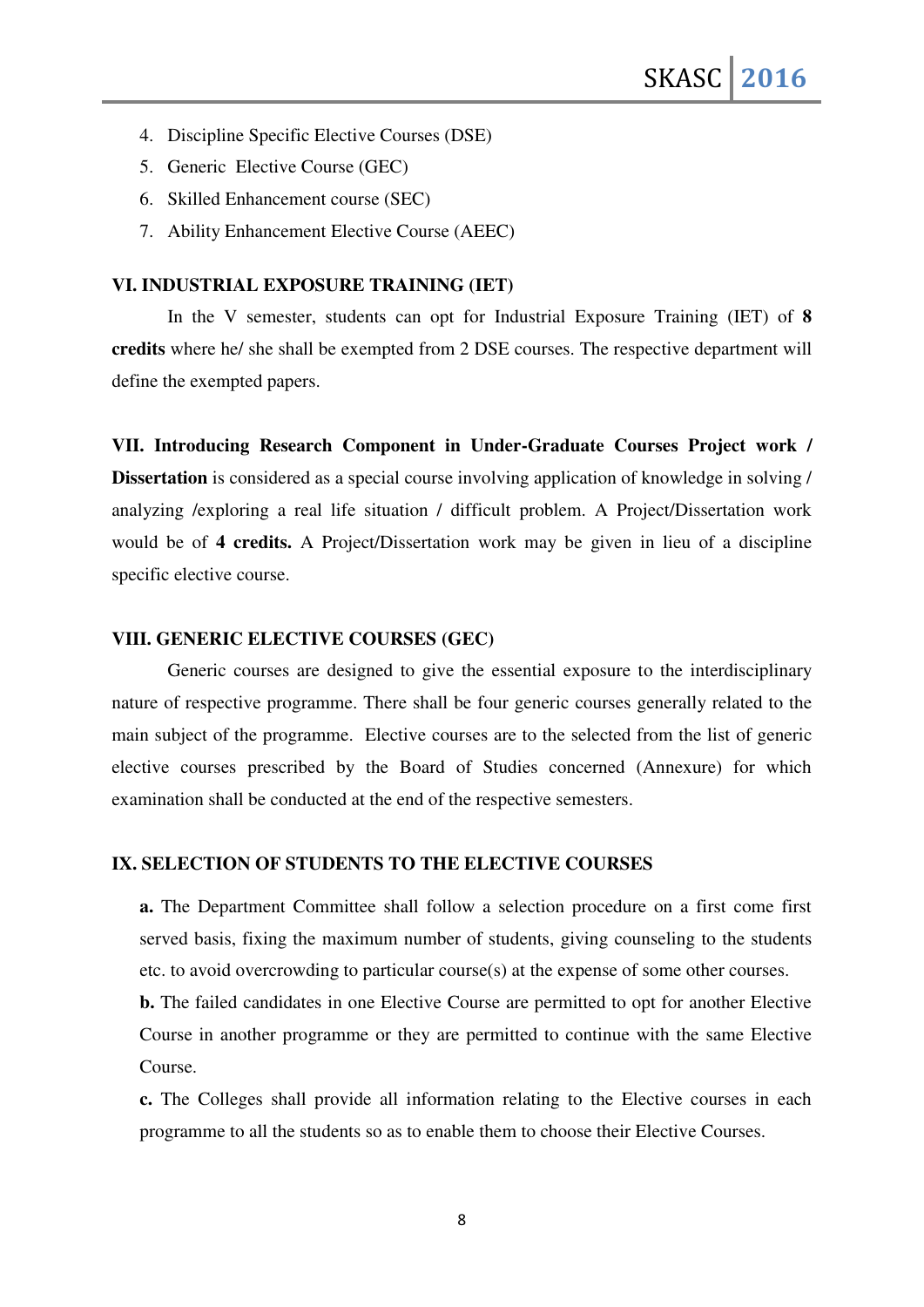4. Discipline Specific Elective Courses (DSE)
5. Generic Elective Course (GEC)
6. Skilled Enhancement course (SEC)
7. Ability Enhancement Elective Course (AEEC)

**VI. INDUSTRIAL EXPOSURE TRAINING (IET)**

In the V semester, students can opt for Industrial Exposure Training (IET) of **8 credits** where he/ she shall be exempted from 2 DSE courses. The respective department will define the exempted papers.

**VII. Introducing Research Component in Under-Graduate Courses Project work / Dissertation** is considered as a special course involving application of knowledge in solving / analyzing /exploring a real life situation / difficult problem. A Project/Dissertation work would be of **4 credits.** A Project/Dissertation work may be given in lieu of a discipline specific elective course.

**VIII. GENERIC ELECTIVE COURSES (GEC)**

Generic courses are designed to give the essential exposure to the interdisciplinary nature of respective programme. There shall be four generic courses generally related to the main subject of the programme. Elective courses are to the selected from the list of generic elective courses prescribed by the Board of Studies concerned (Annexure) for which examination shall be conducted at the end of the respective semesters.

**IX. SELECTION OF STUDENTS TO THE ELECTIVE COURSES**

**a.** The Department Committee shall follow a selection procedure on a first come first served basis, fixing the maximum number of students, giving counseling to the students etc. to avoid overcrowding to particular course(s) at the expense of some other courses.

**b.** The failed candidates in one Elective Course are permitted to opt for another Elective Course in another programme or they are permitted to continue with the same Elective Course.

**c.** The Colleges shall provide all information relating to the Elective courses in each programme to all the students so as to enable them to choose their Elective Courses.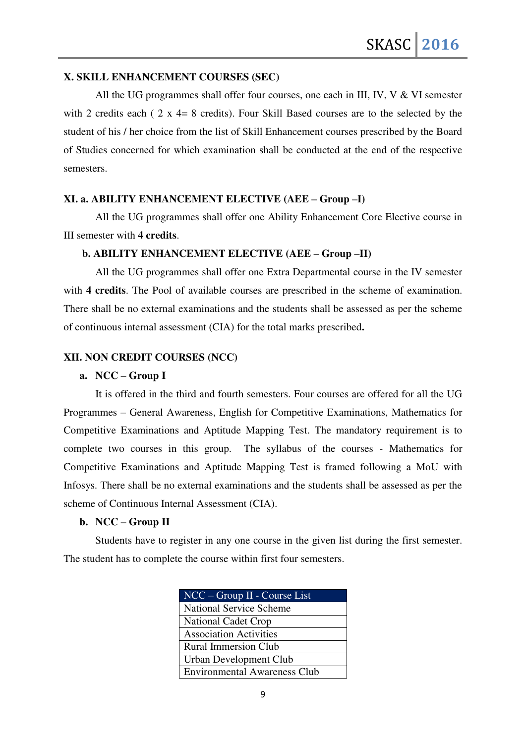### X. SKILL ENHANCEMENT COURSES (SEC)

All the UG programmes shall offer four courses, one each in III, IV, V & VI semester with 2 credits each ( 2 x 4= 8 credits). Four Skill Based courses are to the selected by the student of his / her choice from the list of Skill Enhancement courses prescribed by the Board of Studies concerned for which examination shall be conducted at the end of the respective semesters.

### XI. a. ABILITY ENHANCEMENT ELECTIVE (AEE – Group –I)

All the UG programmes shall offer one Ability Enhancement Core Elective course in III semester with **4 credits**.

#### b. ABILITY ENHANCEMENT ELECTIVE (AEE – Group –II)

All the UG programmes shall offer one Extra Departmental course in the IV semester with **4 credits**. The Pool of available courses are prescribed in the scheme of examination. There shall be no external examinations and the students shall be assessed as per the scheme of continuous internal assessment (CIA) for the total marks prescribed**.**

### XII. NON CREDIT COURSES (NCC)

#### a. NCC – Group I

It is offered in the third and fourth semesters. Four courses are offered for all the UG Programmes – General Awareness, English for Competitive Examinations, Mathematics for Competitive Examinations and Aptitude Mapping Test. The mandatory requirement is to complete two courses in this group. The syllabus of the courses - Mathematics for Competitive Examinations and Aptitude Mapping Test is framed following a MoU with Infosys. There shall be no external examinations and the students shall be assessed as per the scheme of Continuous Internal Assessment (CIA).

#### b. NCC – Group II

Students have to register in any one course in the given list during the first semester. The student has to complete the course within first four semesters.

| NCC – Group II - Course List |
|---|
| National Service Scheme |
| National Cadet Crop |
| Association Activities |
| Rural Immersion Club |
| Urban Development Club |
| Environmental Awareness Club |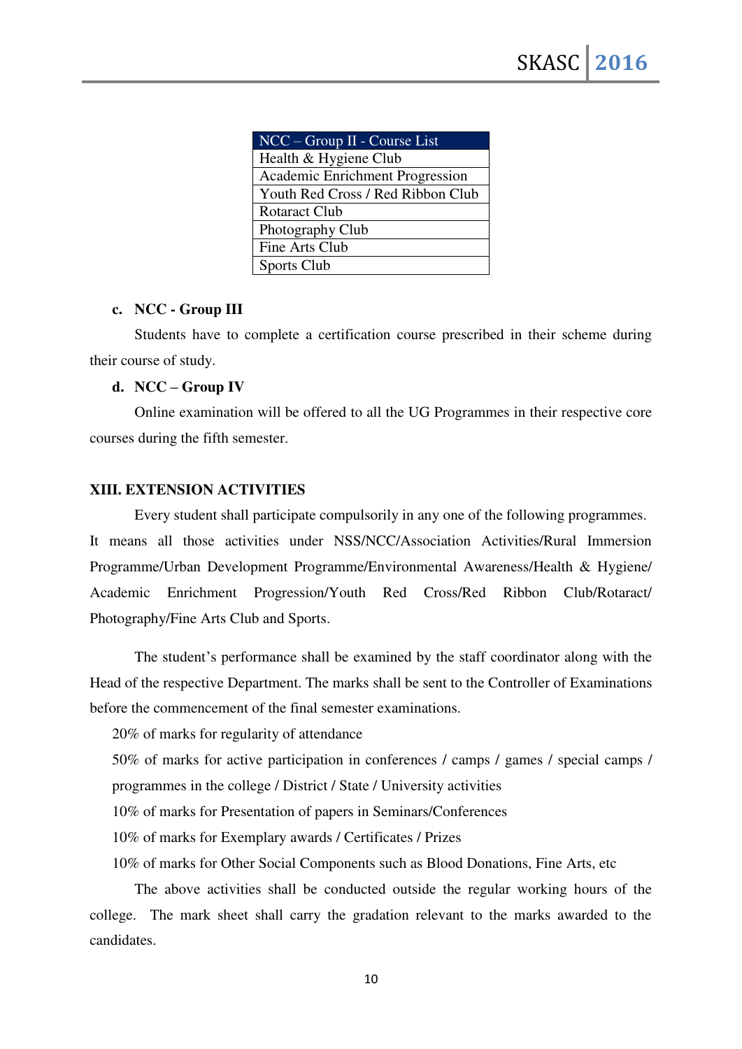| NCC – Group II - Course List |
|---|
| Health & Hygiene Club |
| Academic Enrichment Progression |
| Youth Red Cross / Red Ribbon Club |
| Rotaract Club |
| Photography Club |
| Fine Arts Club |
| Sports Club |

**c. NCC - Group III**

Students have to complete a certification course prescribed in their scheme during their course of study.

**d. NCC – Group IV**

Online examination will be offered to all the UG Programmes in their respective core courses during the fifth semester.

## XIII. EXTENSION ACTIVITIES

Every student shall participate compulsorily in any one of the following programmes. It means all those activities under NSS/NCC/Association Activities/Rural Immersion Programme/Urban Development Programme/Environmental Awareness/Health & Hygiene/ Academic Enrichment Progression/Youth Red Cross/Red Ribbon Club/Rotaract/ Photography/Fine Arts Club and Sports.

The student's performance shall be examined by the staff coordinator along with the Head of the respective Department. The marks shall be sent to the Controller of Examinations before the commencement of the final semester examinations.

20% of marks for regularity of attendance

50% of marks for active participation in conferences / camps / games / special camps / programmes in the college / District / State / University activities

10% of marks for Presentation of papers in Seminars/Conferences

10% of marks for Exemplary awards / Certificates / Prizes

10% of marks for Other Social Components such as Blood Donations, Fine Arts, etc

The above activities shall be conducted outside the regular working hours of the college. The mark sheet shall carry the gradation relevant to the marks awarded to the candidates.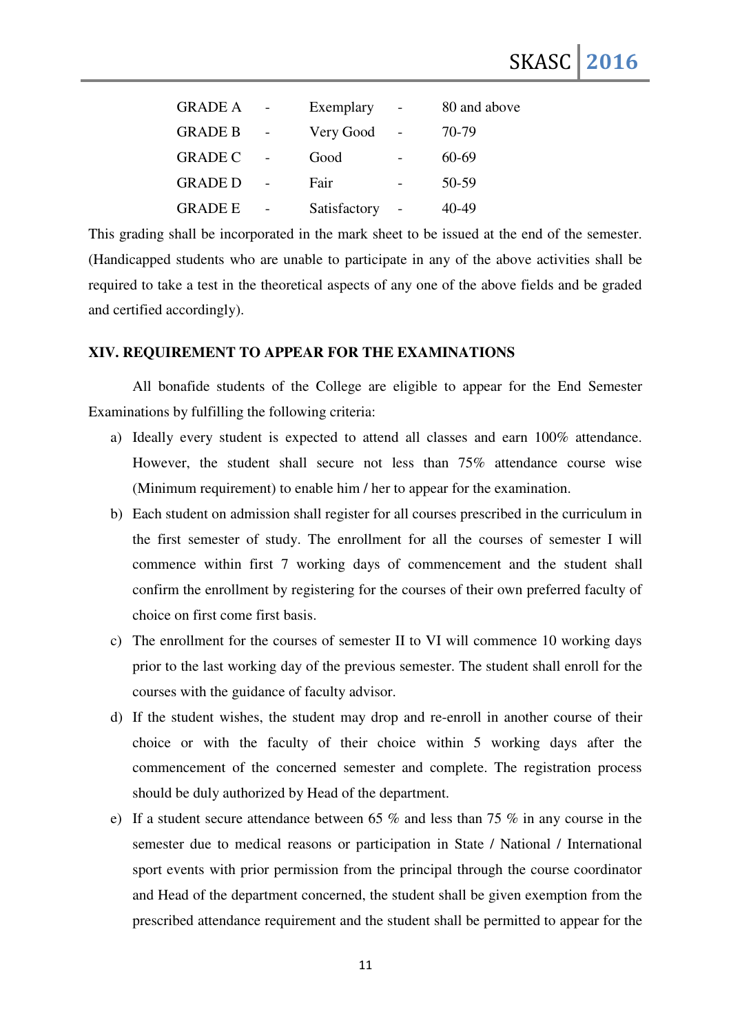| GRADE A | - | Exemplary | - | 80 and above |
|---|---|---|---|---|
| GRADE B | - | Very Good | - | 70-79 |
| GRADE C | - | Good | - | 60-69 |
| GRADE D | - | Fair | - | 50-59 |
| GRADE E | - | Satisfactory | - | 40-49 |

This grading shall be incorporated in the mark sheet to be issued at the end of the semester. (Handicapped students who are unable to participate in any of the above activities shall be required to take a test in the theoretical aspects of any one of the above fields and be graded and certified accordingly).

### XIV. REQUIREMENT TO APPEAR FOR THE EXAMINATIONS

All bonafide students of the College are eligible to appear for the End Semester Examinations by fulfilling the following criteria:

a) Ideally every student is expected to attend all classes and earn 100% attendance. However, the student shall secure not less than 75% attendance course wise (Minimum requirement) to enable him / her to appear for the examination.

b) Each student on admission shall register for all courses prescribed in the curriculum in the first semester of study. The enrollment for all the courses of semester I will commence within first 7 working days of commencement and the student shall confirm the enrollment by registering for the courses of their own preferred faculty of choice on first come first basis.

c) The enrollment for the courses of semester II to VI will commence 10 working days prior to the last working day of the previous semester. The student shall enroll for the courses with the guidance of faculty advisor.

d) If the student wishes, the student may drop and re-enroll in another course of their choice or with the faculty of their choice within 5 working days after the commencement of the concerned semester and complete. The registration process should be duly authorized by Head of the department.

e) If a student secure attendance between 65 % and less than 75 % in any course in the semester due to medical reasons or participation in State / National / International sport events with prior permission from the principal through the course coordinator and Head of the department concerned, the student shall be given exemption from the prescribed attendance requirement and the student shall be permitted to appear for the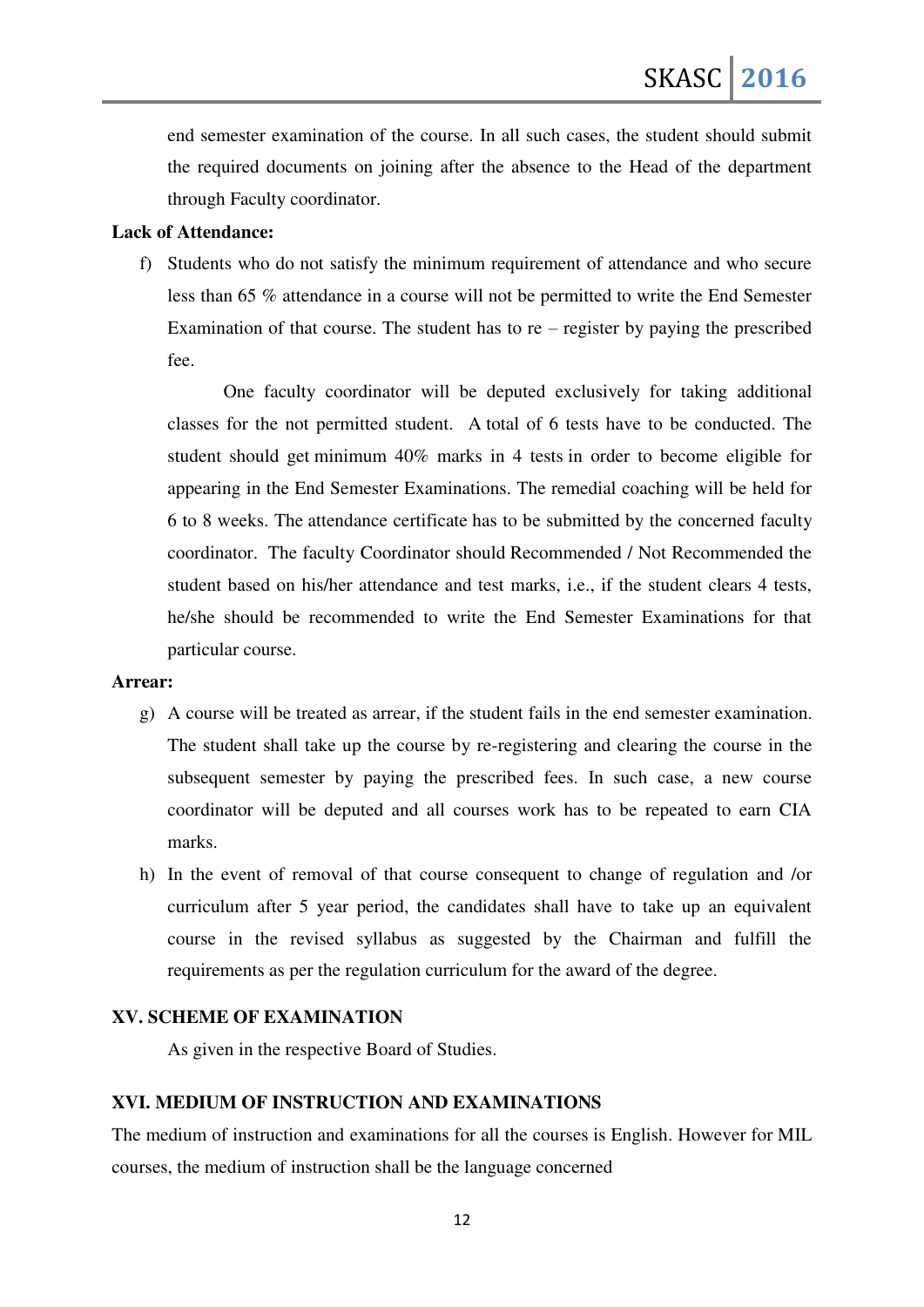end semester examination of the course. In all such cases, the student should submit the required documents on joining after the absence to the Head of the department through Faculty coordinator.

**Lack of Attendance:**

f) Students who do not satisfy the minimum requirement of attendance and who secure less than 65 % attendance in a course will not be permitted to write the End Semester Examination of that course. The student has to re – register by paying the prescribed fee.

One faculty coordinator will be deputed exclusively for taking additional classes for the not permitted student. A total of 6 tests have to be conducted. The student should get minimum 40% marks in 4 tests in order to become eligible for appearing in the End Semester Examinations. The remedial coaching will be held for 6 to 8 weeks. The attendance certificate has to be submitted by the concerned faculty coordinator. The faculty Coordinator should Recommended / Not Recommended the student based on his/her attendance and test marks, i.e., if the student clears 4 tests, he/she should be recommended to write the End Semester Examinations for that particular course.

**Arrear:**

g) A course will be treated as arrear, if the student fails in the end semester examination. The student shall take up the course by re-registering and clearing the course in the subsequent semester by paying the prescribed fees. In such case, a new course coordinator will be deputed and all courses work has to be repeated to earn CIA marks.

h) In the event of removal of that course consequent to change of regulation and /or curriculum after 5 year period, the candidates shall have to take up an equivalent course in the revised syllabus as suggested by the Chairman and fulfill the requirements as per the regulation curriculum for the award of the degree.

**XV. SCHEME OF EXAMINATION**

As given in the respective Board of Studies.

**XVI. MEDIUM OF INSTRUCTION AND EXAMINATIONS**

The medium of instruction and examinations for all the courses is English. However for MIL courses, the medium of instruction shall be the language concerned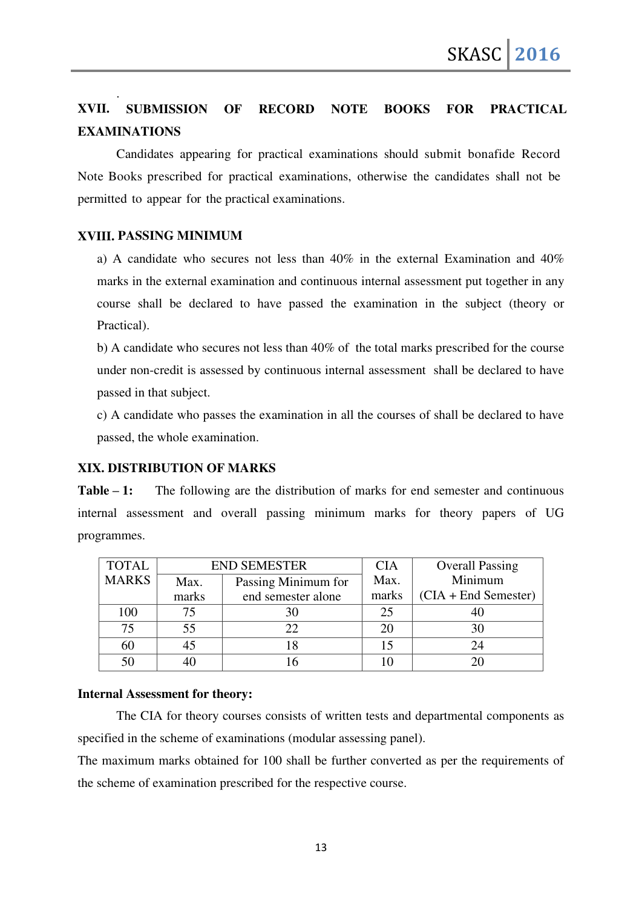## XVII. SUBMISSION OF RECORD NOTE BOOKS FOR PRACTICAL EXAMINATIONS

Candidates appearing for practical examinations should submit bonafide Record Note Books prescribed for practical examinations, otherwise the candidates shall not be permitted to appear for the practical examinations.

## XVIII. PASSING MINIMUM

a) A candidate who secures not less than 40% in the external Examination and 40% marks in the external examination and continuous internal assessment put together in any course shall be declared to have passed the examination in the subject (theory or Practical).

b) A candidate who secures not less than 40% of the total marks prescribed for the course under non-credit is assessed by continuous internal assessment shall be declared to have passed in that subject.

c) A candidate who passes the examination in all the courses of shall be declared to have passed, the whole examination.

## XIX. DISTRIBUTION OF MARKS

**Table – 1:** The following are the distribution of marks for end semester and continuous internal assessment and overall passing minimum marks for theory papers of UG programmes.

| TOTAL MARKS | END SEMESTER | | CIA Max. marks | Overall Passing Minimum (CIA + End Semester) |
|---|---|---|---|---|
| | Max. marks | Passing Minimum for end semester alone | | |
| 100 | 75 | 30 | 25 | 40 |
| 75 | 55 | 22 | 20 | 30 |
| 60 | 45 | 18 | 15 | 24 |
| 50 | 40 | 16 | 10 | 20 |

**Internal Assessment for theory:**

The CIA for theory courses consists of written tests and departmental components as specified in the scheme of examinations (modular assessing panel).

The maximum marks obtained for 100 shall be further converted as per the requirements of the scheme of examination prescribed for the respective course.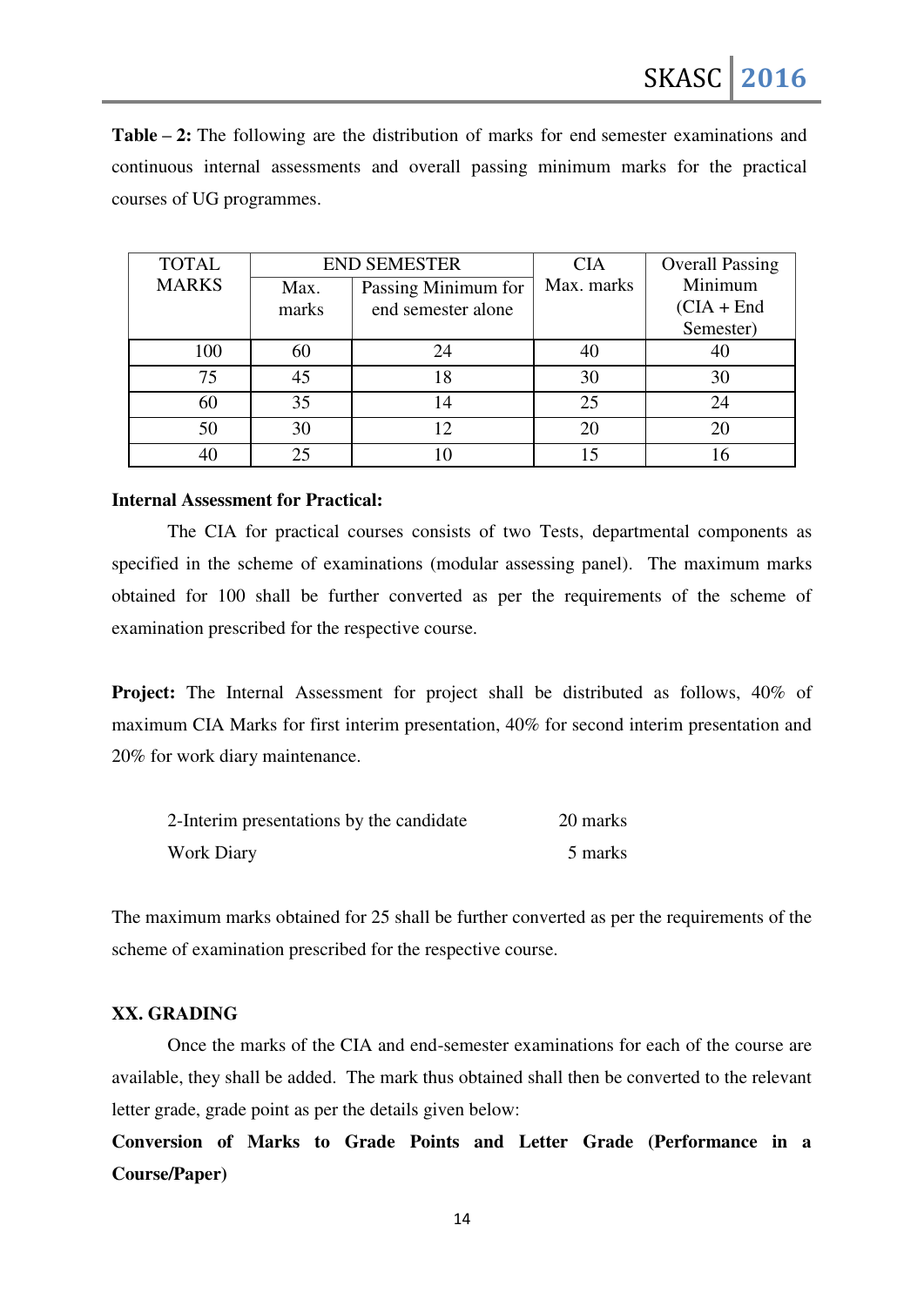**Table – 2:** The following are the distribution of marks for end semester examinations and continuous internal assessments and overall passing minimum marks for the practical courses of UG programmes.

| TOTAL MARKS | END SEMESTER | | CIA Max. marks | Overall Passing Minimum (CIA + End Semester) |
|---|---|---|---|---|
| | Max. marks | Passing Minimum for end semester alone | | |
| 100 | 60 | 24 | 40 | 40 |
| 75 | 45 | 18 | 30 | 30 |
| 60 | 35 | 14 | 25 | 24 |
| 50 | 30 | 12 | 20 | 20 |
| 40 | 25 | 10 | 15 | 16 |

**Internal Assessment for Practical:**

The CIA for practical courses consists of two Tests, departmental components as specified in the scheme of examinations (modular assessing panel). The maximum marks obtained for 100 shall be further converted as per the requirements of the scheme of examination prescribed for the respective course.

**Project:** The Internal Assessment for project shall be distributed as follows, 40% of maximum CIA Marks for first interim presentation, 40% for second interim presentation and 20% for work diary maintenance.

| | |
|---|---|
| 2-Interim presentations by the candidate | 20 marks |
| Work Diary | 5 marks |

The maximum marks obtained for 25 shall be further converted as per the requirements of the scheme of examination prescribed for the respective course.

## XX. GRADING

Once the marks of the CIA and end-semester examinations for each of the course are available, they shall be added. The mark thus obtained shall then be converted to the relevant letter grade, grade point as per the details given below:

**Conversion of Marks to Grade Points and Letter Grade (Performance in a Course/Paper)**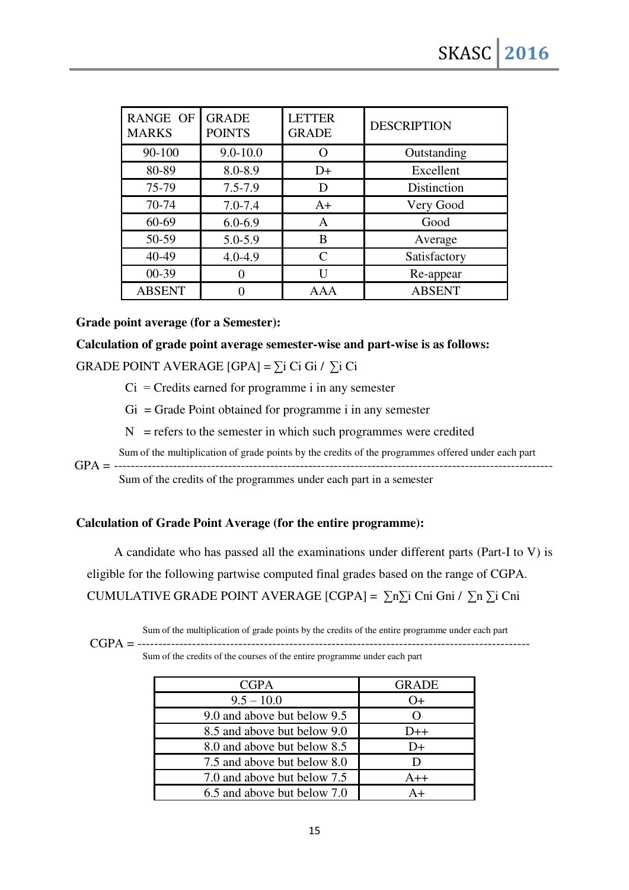| RANGE OF MARKS | GRADE POINTS | LETTER GRADE | DESCRIPTION |
|---|---|---|---|
| 90-100 | 9.0-10.0 | O | Outstanding |
| 80-89 | 8.0-8.9 | D+ | Excellent |
| 75-79 | 7.5-7.9 | D | Distinction |
| 70-74 | 7.0-7.4 | A+ | Very Good |
| 60-69 | 6.0-6.9 | A | Good |
| 50-59 | 5.0-5.9 | B | Average |
| 40-49 | 4.0-4.9 | C | Satisfactory |
| 00-39 | 0 | U | Re-appear |
| ABSENT | 0 | AAA | ABSENT |

**Grade point average (for a Semester):**

**Calculation of grade point average semester-wise and part-wise is as follows:**

GRADE POINT AVERAGE [GPA] = $\sum_i C_i G_i \,/\, \sum_i C_i$

$C_i$ = Credits earned for programme i in any semester

$G_i$ = Grade Point obtained for programme i in any semester

N = refers to the semester in which such programmes were credited

$$\text{GPA} = \frac{\text{Sum of the multiplication of grade points by the credits of the programmes offered under each part}}{\text{Sum of the credits of the programmes under each part in a semester}}$$

**Calculation of Grade Point Average (for the entire programme):**

A candidate who has passed all the examinations under different parts (Part-I to V) is eligible for the following partwise computed final grades based on the range of CGPA.

CUMULATIVE GRADE POINT AVERAGE [CGPA] = $\sum_n \sum_i C_{ni} G_{ni} \,/\, \sum_n \sum_i C_{ni}$

$$\text{CGPA} = \frac{\text{Sum of the multiplication of grade points by the credits of the entire programme under each part}}{\text{Sum of the credits of the courses of the entire programme under each part}}$$

| CGPA | GRADE |
|---|---|
| 9.5 – 10.0 | O+ |
| 9.0 and above but below 9.5 | O |
| 8.5 and above but below 9.0 | D++ |
| 8.0 and above but below 8.5 | D+ |
| 7.5 and above but below 8.0 | D |
| 7.0 and above but below 7.5 | A++ |
| 6.5 and above but below 7.0 | A+ |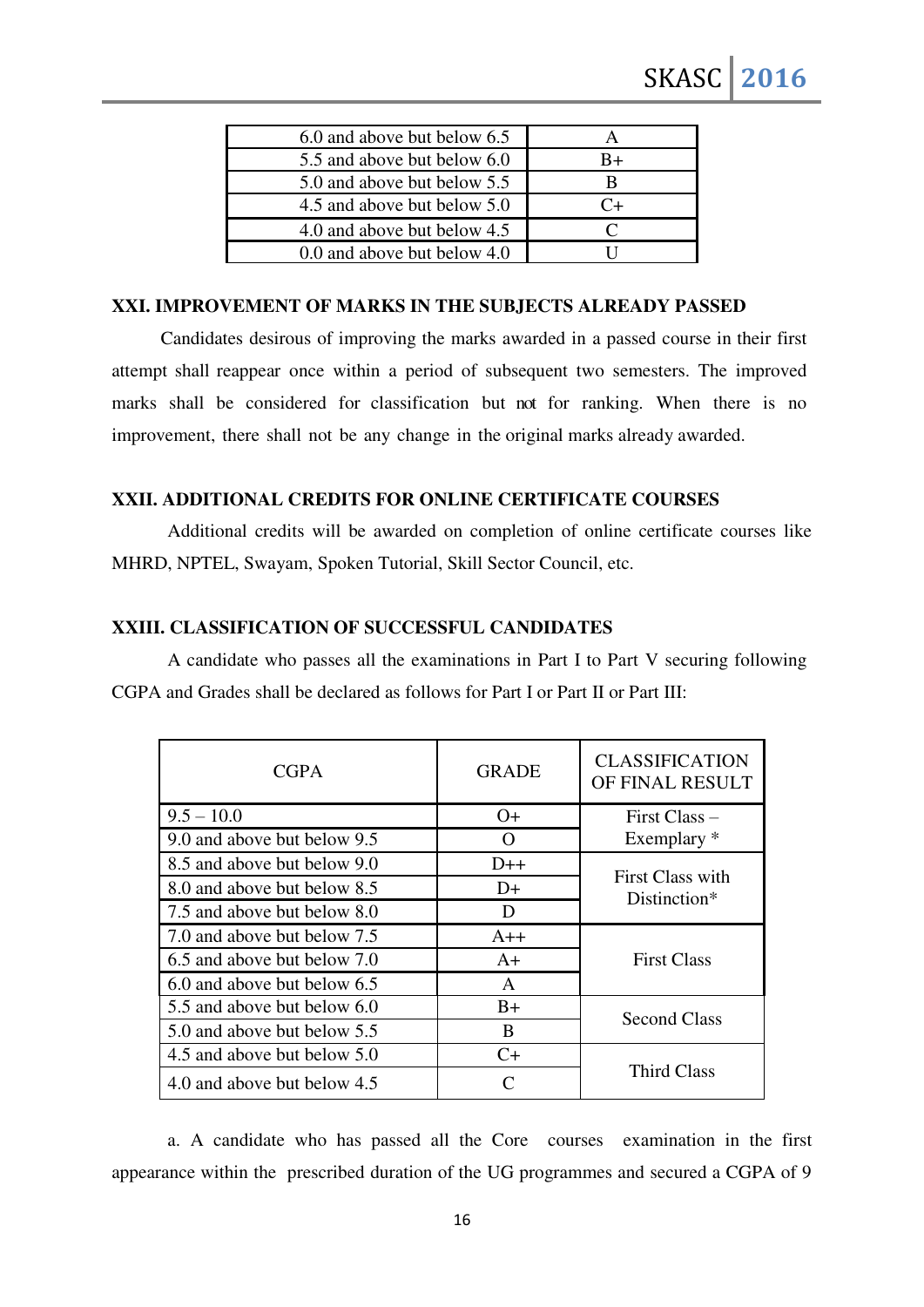| | |
|---|---|
| 6.0 and above but below 6.5 | A |
| 5.5 and above but below 6.0 | B+ |
| 5.0 and above but below 5.5 | B |
| 4.5 and above but below 5.0 | C+ |
| 4.0 and above but below 4.5 | C |
| 0.0 and above but below 4.0 | U |

### XXI. IMPROVEMENT OF MARKS IN THE SUBJECTS ALREADY PASSED

Candidates desirous of improving the marks awarded in a passed course in their first attempt shall reappear once within a period of subsequent two semesters. The improved marks shall be considered for classification but not for ranking. When there is no improvement, there shall not be any change in the original marks already awarded.

### XXII. ADDITIONAL CREDITS FOR ONLINE CERTIFICATE COURSES

Additional credits will be awarded on completion of online certificate courses like MHRD, NPTEL, Swayam, Spoken Tutorial, Skill Sector Council, etc.

### XXIII. CLASSIFICATION OF SUCCESSFUL CANDIDATES

A candidate who passes all the examinations in Part I to Part V securing following CGPA and Grades shall be declared as follows for Part I or Part II or Part III:

| CGPA | GRADE | CLASSIFICATION OF FINAL RESULT |
|---|---|---|
| 9.5 – 10.0 | O+ | First Class – Exemplary * |
| 9.0 and above but below 9.5 | O | |
| 8.5 and above but below 9.0 | D++ | First Class with Distinction* |
| 8.0 and above but below 8.5 | D+ | |
| 7.5 and above but below 8.0 | D | |
| 7.0 and above but below 7.5 | A++ | First Class |
| 6.5 and above but below 7.0 | A+ | |
| 6.0 and above but below 6.5 | A | |
| 5.5 and above but below 6.0 | B+ | Second Class |
| 5.0 and above but below 5.5 | B | |
| 4.5 and above but below 5.0 | C+ | Third Class |
| 4.0 and above but below 4.5 | C | |

a. A candidate who has passed all the Core courses examination in the first appearance within the prescribed duration of the UG programmes and secured a CGPA of 9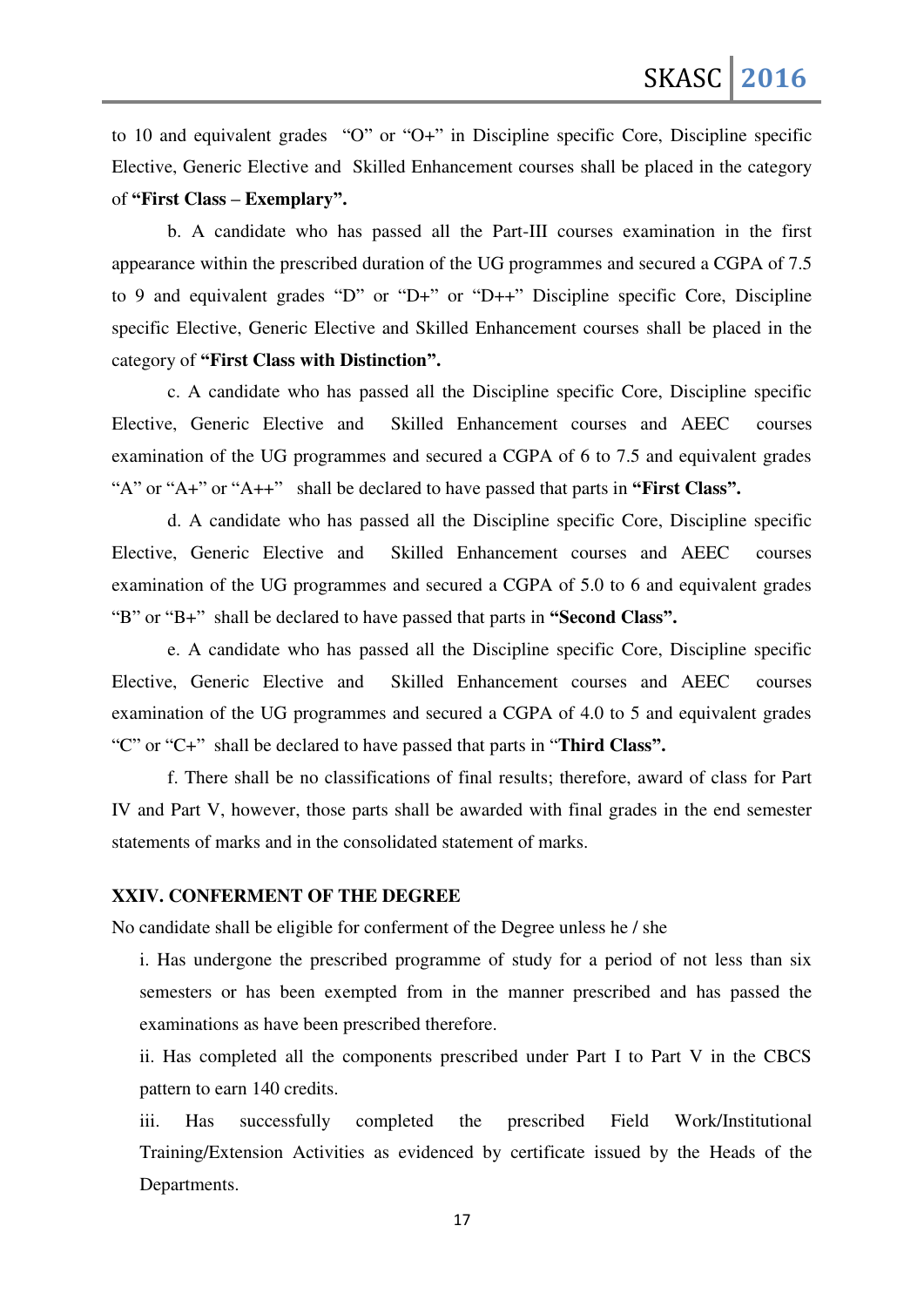to 10 and equivalent grades "O" or "O+" in Discipline specific Core, Discipline specific Elective, Generic Elective and Skilled Enhancement courses shall be placed in the category of **"First Class – Exemplary".**

b. A candidate who has passed all the Part-III courses examination in the first appearance within the prescribed duration of the UG programmes and secured a CGPA of 7.5 to 9 and equivalent grades "D" or "D+" or "D++" Discipline specific Core, Discipline specific Elective, Generic Elective and Skilled Enhancement courses shall be placed in the category of **"First Class with Distinction".**

c. A candidate who has passed all the Discipline specific Core, Discipline specific Elective, Generic Elective and Skilled Enhancement courses and AEEC courses examination of the UG programmes and secured a CGPA of 6 to 7.5 and equivalent grades "A" or "A+" or "A++" shall be declared to have passed that parts in **"First Class".**

d. A candidate who has passed all the Discipline specific Core, Discipline specific Elective, Generic Elective and Skilled Enhancement courses and AEEC courses examination of the UG programmes and secured a CGPA of 5.0 to 6 and equivalent grades "B" or "B+" shall be declared to have passed that parts in **"Second Class".**

e. A candidate who has passed all the Discipline specific Core, Discipline specific Elective, Generic Elective and Skilled Enhancement courses and AEEC courses examination of the UG programmes and secured a CGPA of 4.0 to 5 and equivalent grades "C" or "C+" shall be declared to have passed that parts in "**Third Class".**

f. There shall be no classifications of final results; therefore, award of class for Part IV and Part V, however, those parts shall be awarded with final grades in the end semester statements of marks and in the consolidated statement of marks.

## XXIV. CONFERMENT OF THE DEGREE

No candidate shall be eligible for conferment of the Degree unless he / she

i. Has undergone the prescribed programme of study for a period of not less than six semesters or has been exempted from in the manner prescribed and has passed the examinations as have been prescribed therefore.

ii. Has completed all the components prescribed under Part I to Part V in the CBCS pattern to earn 140 credits.

iii. Has successfully completed the prescribed Field Work/Institutional Training/Extension Activities as evidenced by certificate issued by the Heads of the Departments.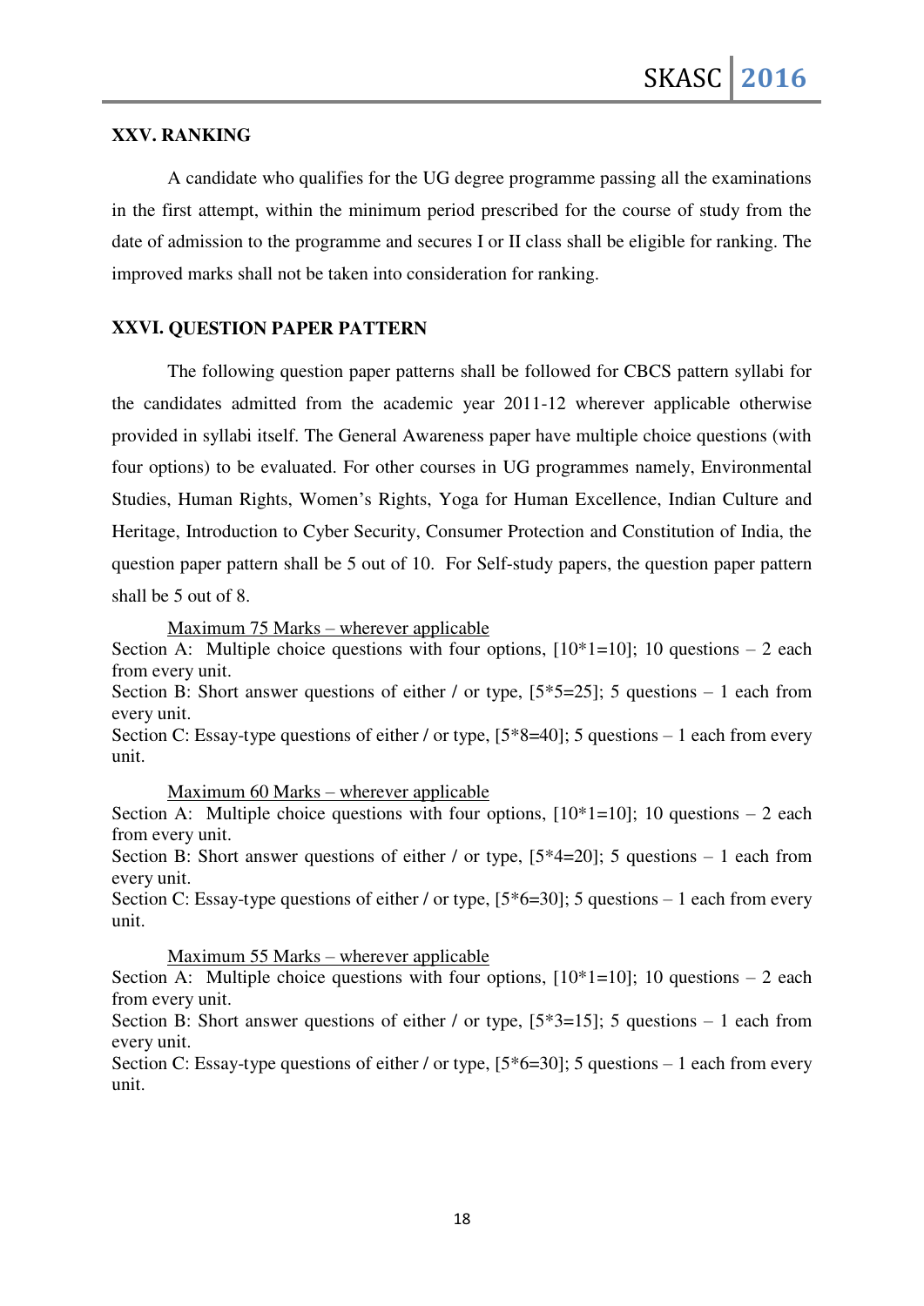## XXV. RANKING

A candidate who qualifies for the UG degree programme passing all the examinations in the first attempt, within the minimum period prescribed for the course of study from the date of admission to the programme and secures I or II class shall be eligible for ranking. The improved marks shall not be taken into consideration for ranking.

## XXVI. QUESTION PAPER PATTERN

The following question paper patterns shall be followed for CBCS pattern syllabi for the candidates admitted from the academic year 2011-12 wherever applicable otherwise provided in syllabi itself. The General Awareness paper have multiple choice questions (with four options) to be evaluated. For other courses in UG programmes namely, Environmental Studies, Human Rights, Women's Rights, Yoga for Human Excellence, Indian Culture and Heritage, Introduction to Cyber Security, Consumer Protection and Constitution of India, the question paper pattern shall be 5 out of 10. For Self-study papers, the question paper pattern shall be 5 out of 8.

<u>Maximum 75 Marks – wherever applicable</u>

Section A: Multiple choice questions with four options, [10*1=10]; 10 questions – 2 each from every unit.

Section B: Short answer questions of either / or type, [5*5=25]; 5 questions – 1 each from every unit.

Section C: Essay-type questions of either / or type, [5*8=40]; 5 questions – 1 each from every unit.

<u>Maximum 60 Marks – wherever applicable</u>

Section A: Multiple choice questions with four options, [10*1=10]; 10 questions – 2 each from every unit.

Section B: Short answer questions of either / or type, [5*4=20]; 5 questions – 1 each from every unit.

Section C: Essay-type questions of either / or type, [5*6=30]; 5 questions – 1 each from every unit.

<u>Maximum 55 Marks – wherever applicable</u>

Section A: Multiple choice questions with four options, [10*1=10]; 10 questions – 2 each from every unit.

Section B: Short answer questions of either / or type, [5*3=15]; 5 questions – 1 each from every unit.

Section C: Essay-type questions of either / or type, [5*6=30]; 5 questions – 1 each from every unit.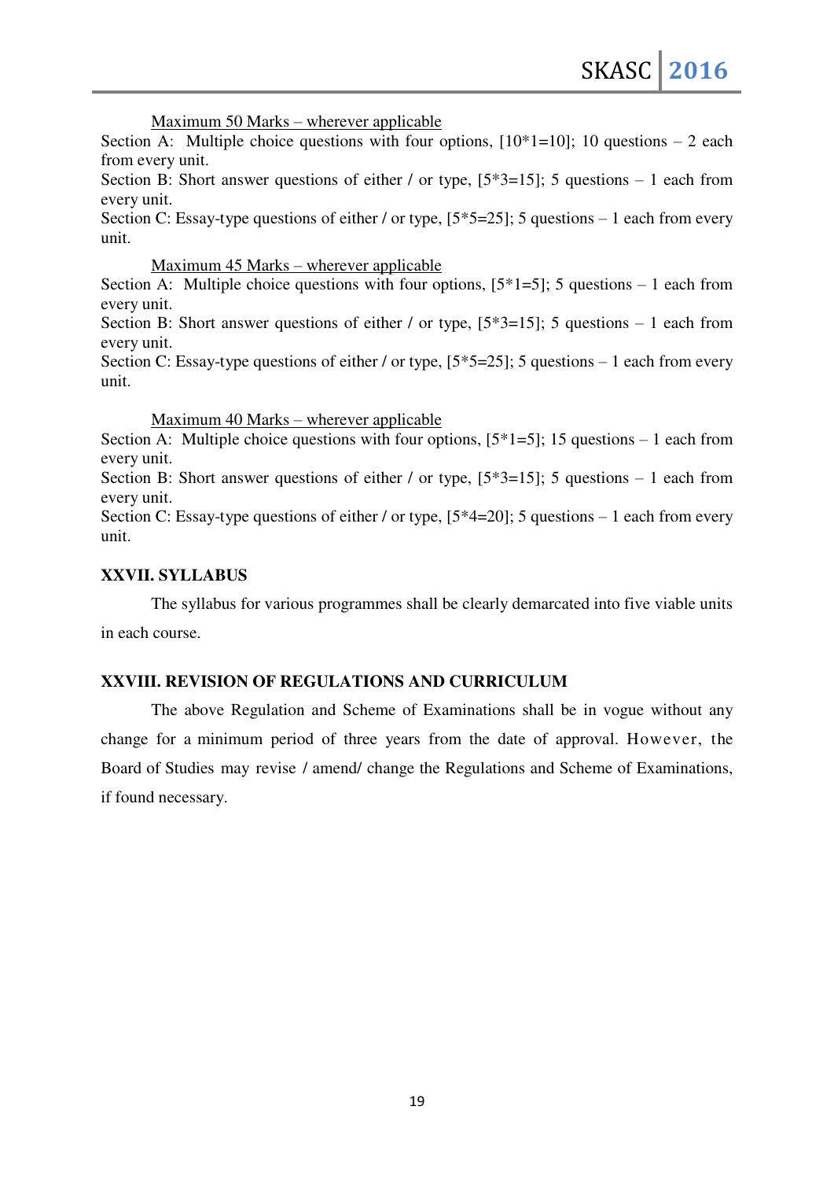Maximum 50 Marks – wherever applicable

Section A: Multiple choice questions with four options, [10*1=10]; 10 questions – 2 each from every unit.

Section B: Short answer questions of either / or type, [5*3=15]; 5 questions – 1 each from every unit.

Section C: Essay-type questions of either / or type, [5*5=25]; 5 questions – 1 each from every unit.

Maximum 45 Marks – wherever applicable

Section A: Multiple choice questions with four options, [5*1=5]; 5 questions – 1 each from every unit.

Section B: Short answer questions of either / or type, [5*3=15]; 5 questions – 1 each from every unit.

Section C: Essay-type questions of either / or type, [5*5=25]; 5 questions – 1 each from every unit.

Maximum 40 Marks – wherever applicable

Section A: Multiple choice questions with four options, [5*1=5]; 15 questions – 1 each from every unit.

Section B: Short answer questions of either / or type, [5*3=15]; 5 questions – 1 each from every unit.

Section C: Essay-type questions of either / or type, [5*4=20]; 5 questions – 1 each from every unit.

## XXVII. SYLLABUS

The syllabus for various programmes shall be clearly demarcated into five viable units in each course.

## XXVIII. REVISION OF REGULATIONS AND CURRICULUM

The above Regulation and Scheme of Examinations shall be in vogue without any change for a minimum period of three years from the date of approval. However, the Board of Studies may revise / amend/ change the Regulations and Scheme of Examinations, if found necessary.